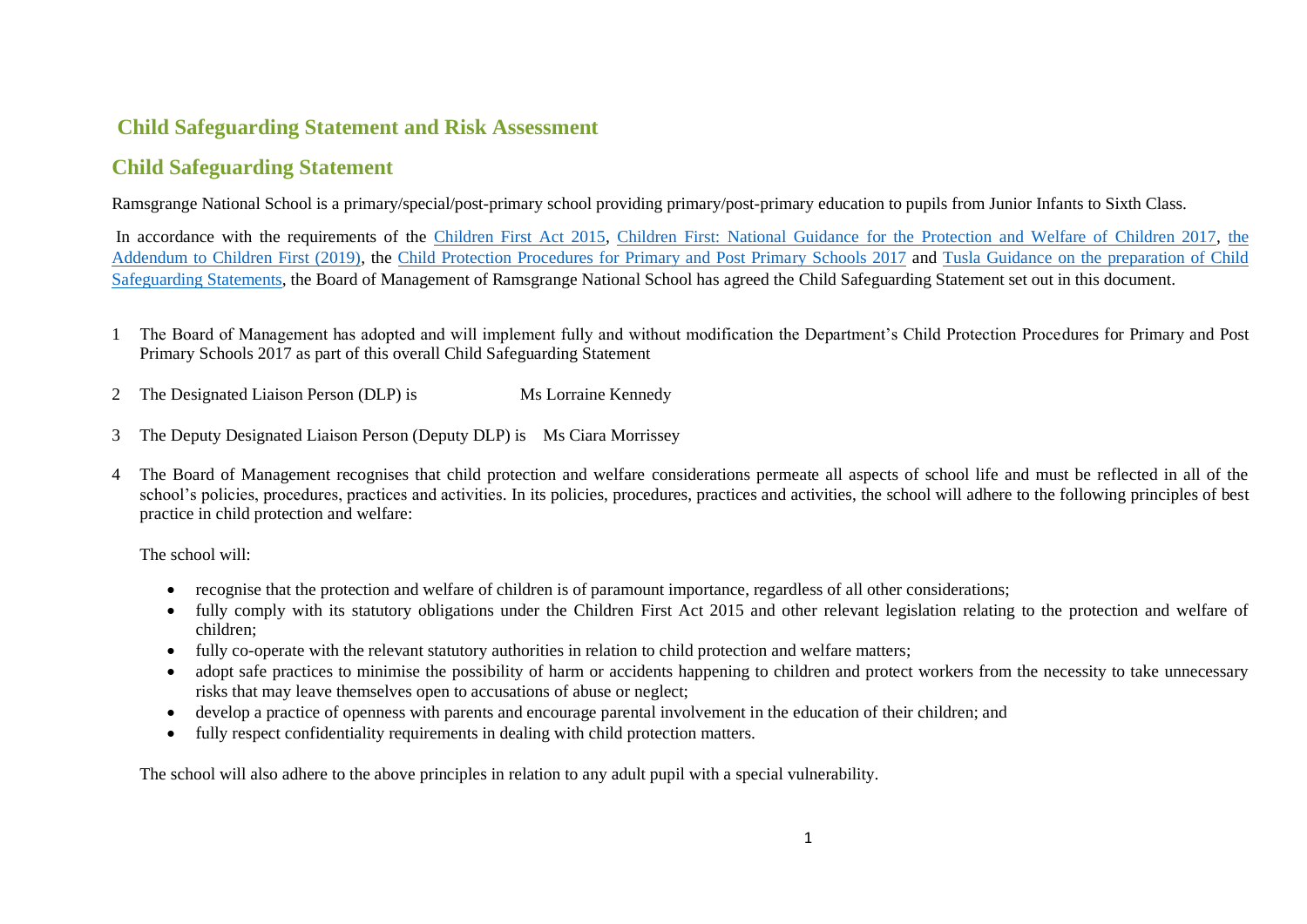# Child Safeguarding Statement and Risk Assessment

## Child Safeguarding Statement

Ramsgrange National School is a primary/special/post-primary school providing primary/post-primary education to pupils from Junior Infants to Sixth Class.

In accordance with the requirements of the Children First Act 2015, Children First: National Guidance for the Protection and Welfare of Children 2017, the Addendum to Children First (2019), the Child Protection Procedures for Primary and Post Primary Schools 2017 and Tusla Guidance on the preparation of Child Safeguarding Statements, the Board of Management of Ramsgrange National School has agreed the Child Safeguarding Statement set out in this document.

1. The Board of Management has adopted and will implement fully and without modification the Department's Child Protection Procedures for Primary and Post Primary Schools 2017 as part of this overall Child Safeguarding Statement

2. The Designated Liaison Person (DLP) is Ms Lorraine Kennedy

3. The Deputy Designated Liaison Person (Deputy DLP) is Ms Ciara Morrissey

4. The Board of Management recognises that child protection and welfare considerations permeate all aspects of school life and must be reflected in all of the school's policies, procedures, practices and activities. In its policies, procedures, practices and activities, the school will adhere to the following principles of best practice in child protection and welfare:

   The school will:

   - recognise that the protection and welfare of children is of paramount importance, regardless of all other considerations;
   - fully comply with its statutory obligations under the Children First Act 2015 and other relevant legislation relating to the protection and welfare of children;
   - fully co-operate with the relevant statutory authorities in relation to child protection and welfare matters;
   - adopt safe practices to minimise the possibility of harm or accidents happening to children and protect workers from the necessity to take unnecessary risks that may leave themselves open to accusations of abuse or neglect;
   - develop a practice of openness with parents and encourage parental involvement in the education of their children; and
   - fully respect confidentiality requirements in dealing with child protection matters.

   The school will also adhere to the above principles in relation to any adult pupil with a special vulnerability.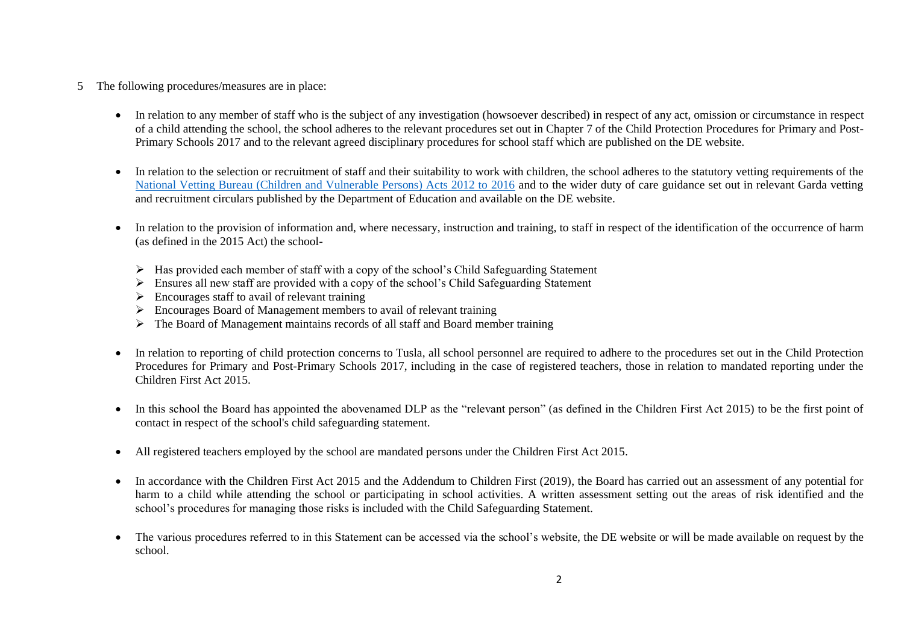5 The following procedures/measures are in place:

- In relation to any member of staff who is the subject of any investigation (howsoever described) in respect of any act, omission or circumstance in respect of a child attending the school, the school adheres to the relevant procedures set out in Chapter 7 of the Child Protection Procedures for Primary and Post-Primary Schools 2017 and to the relevant agreed disciplinary procedures for school staff which are published on the DE website.

- In relation to the selection or recruitment of staff and their suitability to work with children, the school adheres to the statutory vetting requirements of the National Vetting Bureau (Children and Vulnerable Persons) Acts 2012 to 2016 and to the wider duty of care guidance set out in relevant Garda vetting and recruitment circulars published by the Department of Education and available on the DE website.

- In relation to the provision of information and, where necessary, instruction and training, to staff in respect of the identification of the occurrence of harm (as defined in the 2015 Act) the school-

  - Has provided each member of staff with a copy of the school's Child Safeguarding Statement
  - Ensures all new staff are provided with a copy of the school's Child Safeguarding Statement
  - Encourages staff to avail of relevant training
  - Encourages Board of Management members to avail of relevant training
  - The Board of Management maintains records of all staff and Board member training

- In relation to reporting of child protection concerns to Tusla, all school personnel are required to adhere to the procedures set out in the Child Protection Procedures for Primary and Post-Primary Schools 2017, including in the case of registered teachers, those in relation to mandated reporting under the Children First Act 2015.

- In this school the Board has appointed the abovenamed DLP as the "relevant person" (as defined in the Children First Act 2015) to be the first point of contact in respect of the school's child safeguarding statement.

- All registered teachers employed by the school are mandated persons under the Children First Act 2015.

- In accordance with the Children First Act 2015 and the Addendum to Children First (2019), the Board has carried out an assessment of any potential for harm to a child while attending the school or participating in school activities. A written assessment setting out the areas of risk identified and the school's procedures for managing those risks is included with the Child Safeguarding Statement.

- The various procedures referred to in this Statement can be accessed via the school's website, the DE website or will be made available on request by the school.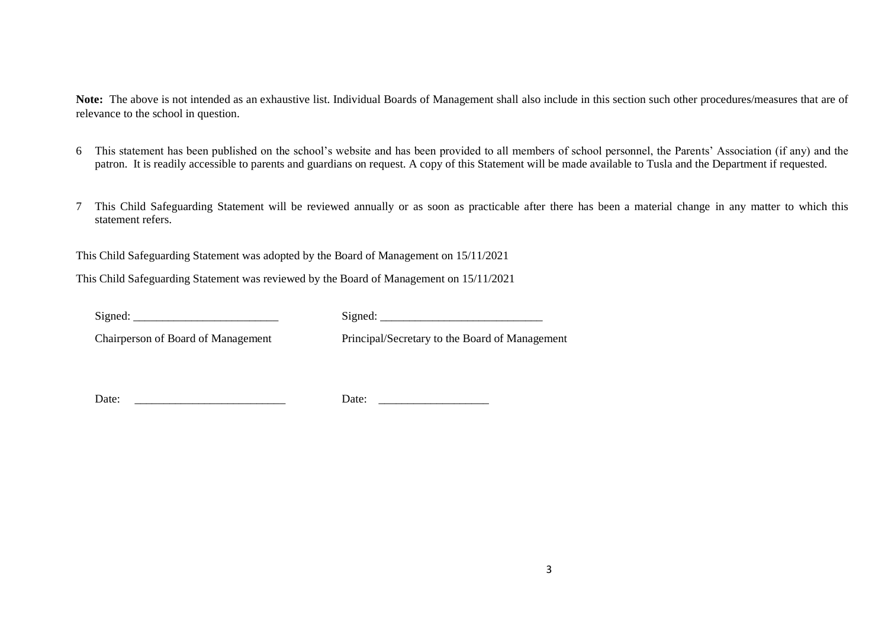**Note:** The above is not intended as an exhaustive list. Individual Boards of Management shall also include in this section such other procedures/measures that are of relevance to the school in question.

6 This statement has been published on the school's website and has been provided to all members of school personnel, the Parents' Association (if any) and the patron. It is readily accessible to parents and guardians on request. A copy of this Statement will be made available to Tusla and the Department if requested.

7 This Child Safeguarding Statement will be reviewed annually or as soon as practicable after there has been a material change in any matter to which this statement refers.

This Child Safeguarding Statement was adopted by the Board of Management on 15/11/2021

This Child Safeguarding Statement was reviewed by the Board of Management on 15/11/2021

Signed: ________________________ Signed: ___________________________

Chairperson of Board of Management Principal/Secretary to the Board of Management

Date: _________________________ Date: __________________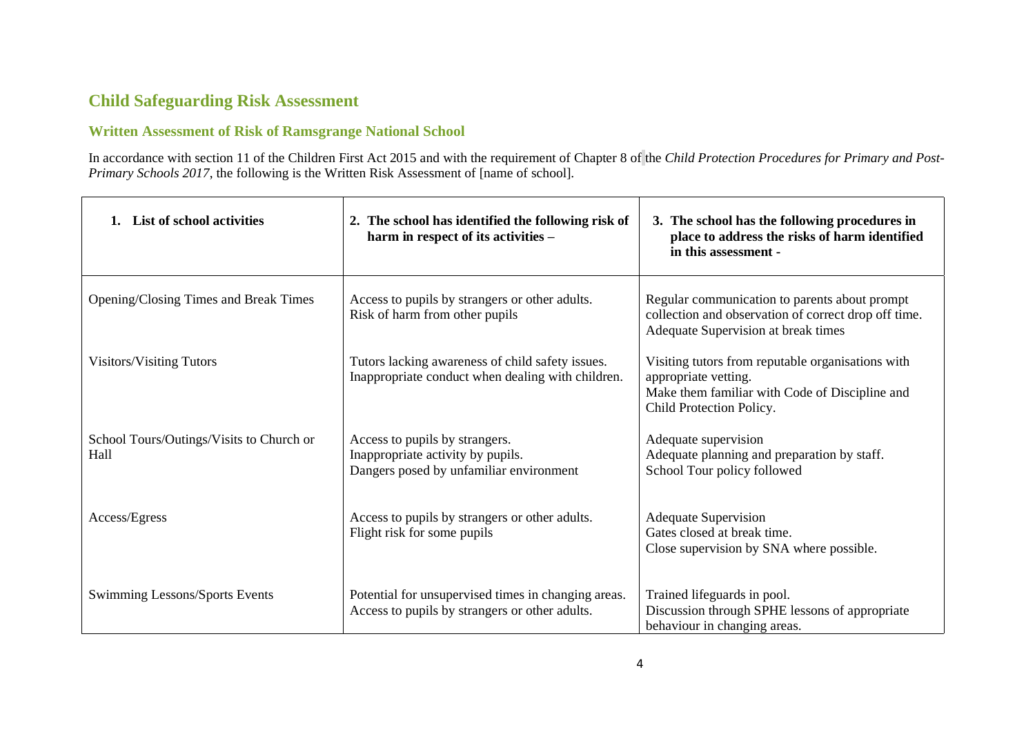## Child Safeguarding Risk Assessment

### Written Assessment of Risk of Ramsgrange National School

In accordance with section 11 of the Children First Act 2015 and with the requirement of Chapter 8 of the *Child Protection Procedures for Primary and Post-Primary Schools 2017*, the following is the Written Risk Assessment of [name of school].

| 1. List of school activities | 2. The school has identified the following risk of harm in respect of its activities – | 3. The school has the following procedures in place to address the risks of harm identified in this assessment - |
|---|---|---|
| Opening/Closing Times and Break Times | Access to pupils by strangers or other adults.<br>Risk of harm from other pupils | Regular communication to parents about prompt collection and observation of correct drop off time.<br>Adequate Supervision at break times |
| Visitors/Visiting Tutors | Tutors lacking awareness of child safety issues.<br>Inappropriate conduct when dealing with children. | Visiting tutors from reputable organisations with appropriate vetting.<br>Make them familiar with Code of Discipline and Child Protection Policy. |
| School Tours/Outings/Visits to Church or Hall | Access to pupils by strangers.<br>Inappropriate activity by pupils.<br>Dangers posed by unfamiliar environment | Adequate supervision<br>Adequate planning and preparation by staff.<br>School Tour policy followed |
| Access/Egress | Access to pupils by strangers or other adults.<br>Flight risk for some pupils | Adequate Supervision<br>Gates closed at break time.<br>Close supervision by SNA where possible. |
| Swimming Lessons/Sports Events | Potential for unsupervised times in changing areas.<br>Access to pupils by strangers or other adults. | Trained lifeguards in pool.<br>Discussion through SPHE lessons of appropriate behaviour in changing areas. |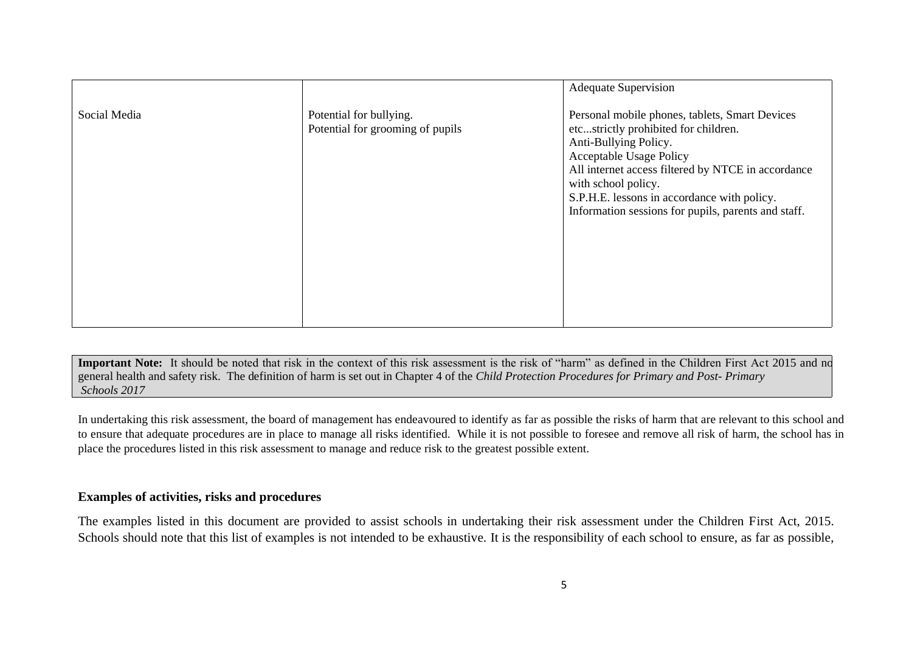|  |  | Adequate Supervision |
|---|---|---|
| Social Media | Potential for bullying.<br>Potential for grooming of pupils | Personal mobile phones, tablets, Smart Devices etc...strictly prohibited for children.<br>Anti-Bullying Policy.<br>Acceptable Usage Policy<br>All internet access filtered by NTCE in accordance with school policy.<br>S.P.H.E. lessons in accordance with policy.<br>Information sessions for pupils, parents and staff. |

**Important Note:** It should be noted that risk in the context of this risk assessment is the risk of "harm" as defined in the Children First Act 2015 and not general health and safety risk. The definition of harm is set out in Chapter 4 of the *Child Protection Procedures for Primary and Post- Primary Schools 2017*

In undertaking this risk assessment, the board of management has endeavoured to identify as far as possible the risks of harm that are relevant to this school and to ensure that adequate procedures are in place to manage all risks identified. While it is not possible to foresee and remove all risk of harm, the school has in place the procedures listed in this risk assessment to manage and reduce risk to the greatest possible extent.

**Examples of activities, risks and procedures**

The examples listed in this document are provided to assist schools in undertaking their risk assessment under the Children First Act, 2015. Schools should note that this list of examples is not intended to be exhaustive. It is the responsibility of each school to ensure, as far as possible,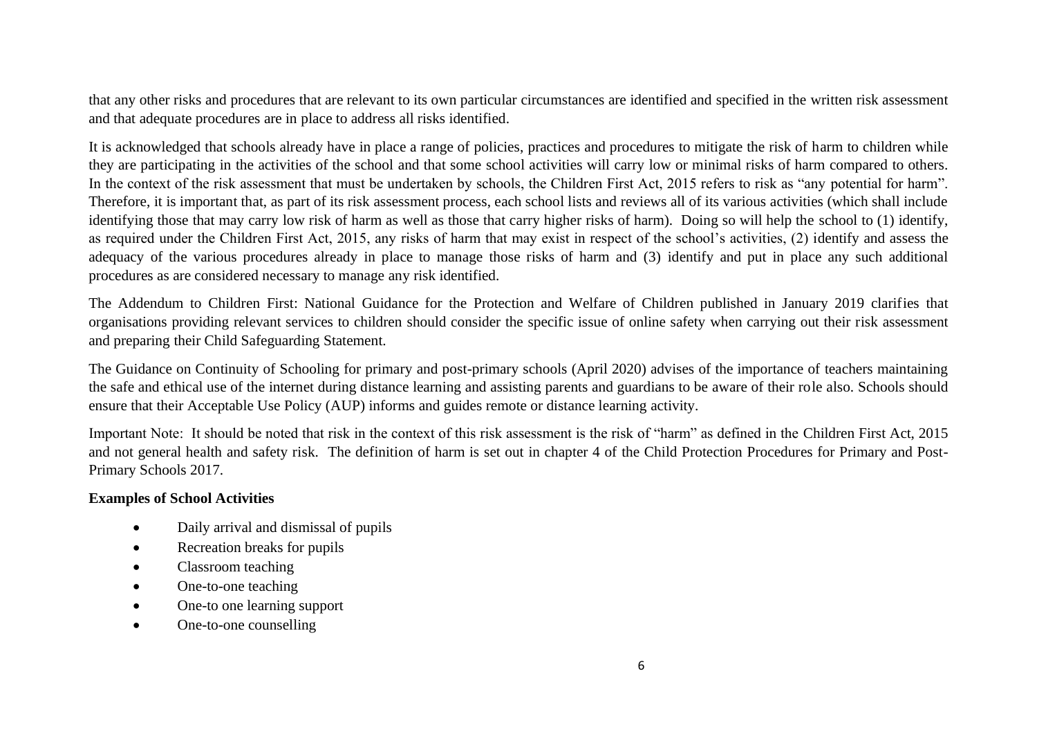that any other risks and procedures that are relevant to its own particular circumstances are identified and specified in the written risk assessment and that adequate procedures are in place to address all risks identified.

It is acknowledged that schools already have in place a range of policies, practices and procedures to mitigate the risk of harm to children while they are participating in the activities of the school and that some school activities will carry low or minimal risks of harm compared to others. In the context of the risk assessment that must be undertaken by schools, the Children First Act, 2015 refers to risk as "any potential for harm". Therefore, it is important that, as part of its risk assessment process, each school lists and reviews all of its various activities (which shall include identifying those that may carry low risk of harm as well as those that carry higher risks of harm). Doing so will help the school to (1) identify, as required under the Children First Act, 2015, any risks of harm that may exist in respect of the school's activities, (2) identify and assess the adequacy of the various procedures already in place to manage those risks of harm and (3) identify and put in place any such additional procedures as are considered necessary to manage any risk identified.

The Addendum to Children First: National Guidance for the Protection and Welfare of Children published in January 2019 clarifies that organisations providing relevant services to children should consider the specific issue of online safety when carrying out their risk assessment and preparing their Child Safeguarding Statement.

The Guidance on Continuity of Schooling for primary and post-primary schools (April 2020) advises of the importance of teachers maintaining the safe and ethical use of the internet during distance learning and assisting parents and guardians to be aware of their role also. Schools should ensure that their Acceptable Use Policy (AUP) informs and guides remote or distance learning activity.

Important Note: It should be noted that risk in the context of this risk assessment is the risk of "harm" as defined in the Children First Act, 2015 and not general health and safety risk. The definition of harm is set out in chapter 4 of the Child Protection Procedures for Primary and Post-Primary Schools 2017.

**Examples of School Activities**

- Daily arrival and dismissal of pupils
- Recreation breaks for pupils
- Classroom teaching
- One-to-one teaching
- One-to one learning support
- One-to-one counselling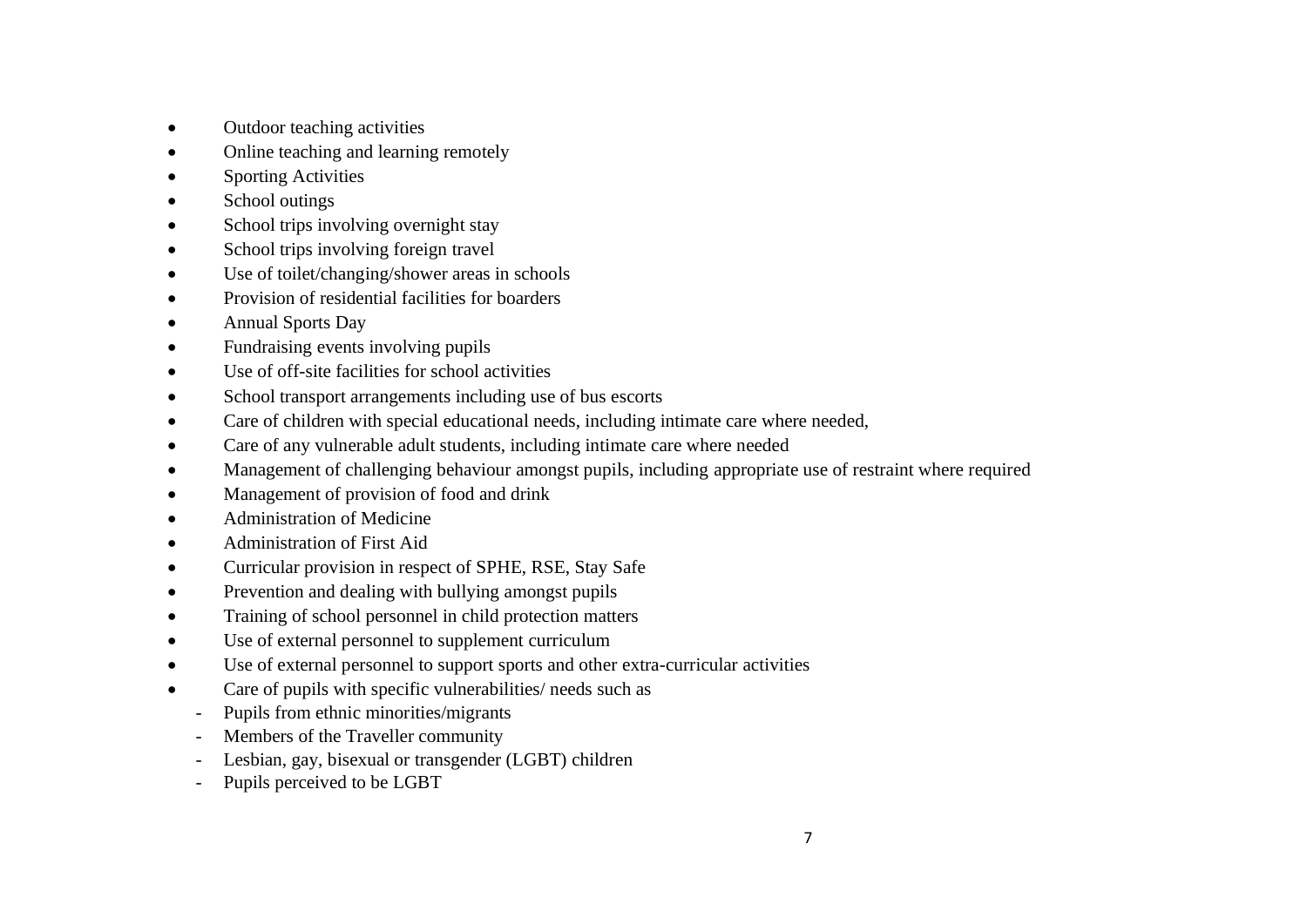- Outdoor teaching activities
- Online teaching and learning remotely
- Sporting Activities
- School outings
- School trips involving overnight stay
- School trips involving foreign travel
- Use of toilet/changing/shower areas in schools
- Provision of residential facilities for boarders
- Annual Sports Day
- Fundraising events involving pupils
- Use of off-site facilities for school activities
- School transport arrangements including use of bus escorts
- Care of children with special educational needs, including intimate care where needed,
- Care of any vulnerable adult students, including intimate care where needed
- Management of challenging behaviour amongst pupils, including appropriate use of restraint where required
- Management of provision of food and drink
- Administration of Medicine
- Administration of First Aid
- Curricular provision in respect of SPHE, RSE, Stay Safe
- Prevention and dealing with bullying amongst pupils
- Training of school personnel in child protection matters
- Use of external personnel to supplement curriculum
- Use of external personnel to support sports and other extra-curricular activities
- Care of pupils with specific vulnerabilities/ needs such as
    - Pupils from ethnic minorities/migrants
    - Members of the Traveller community
    - Lesbian, gay, bisexual or transgender (LGBT) children
    - Pupils perceived to be LGBT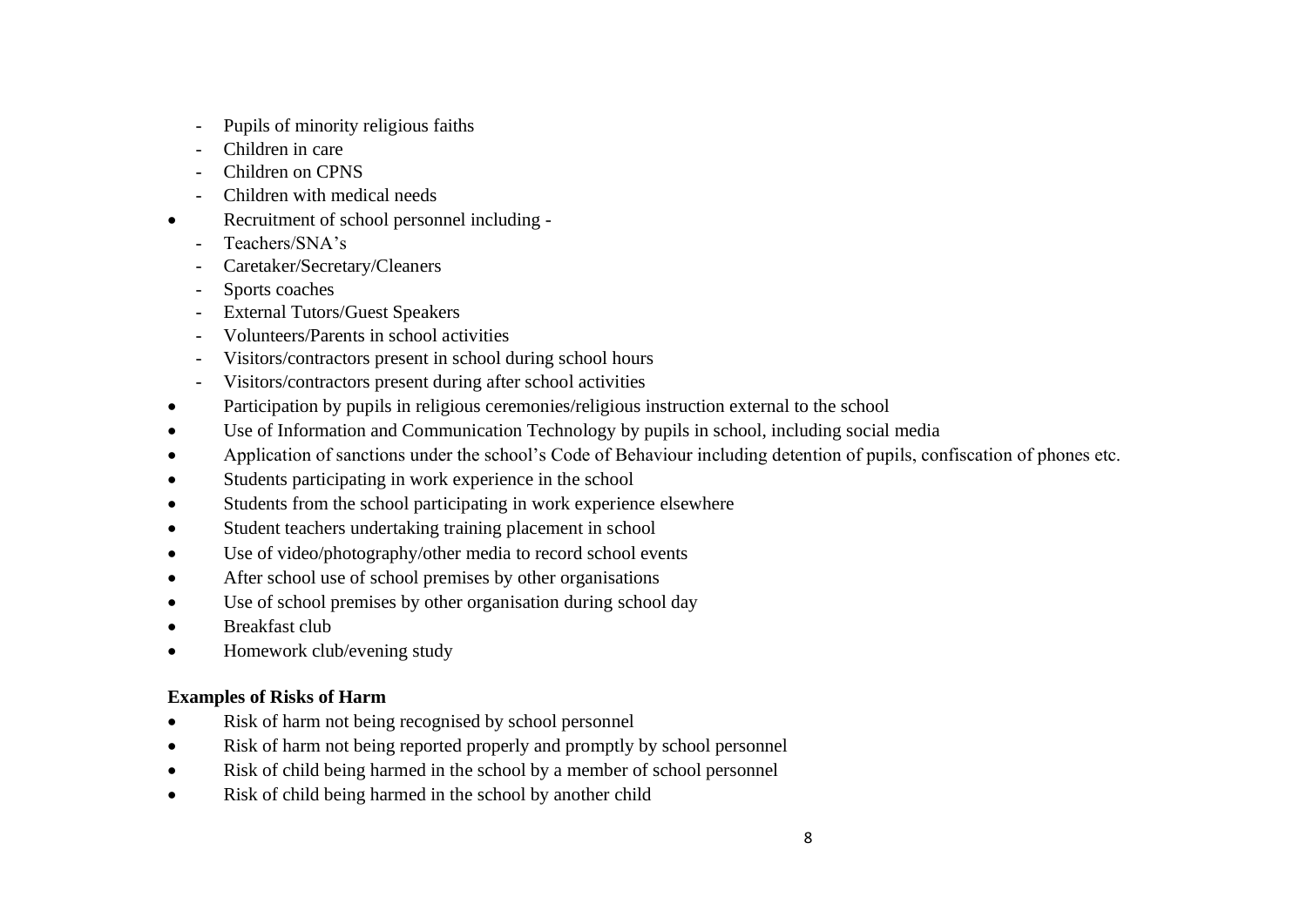- Pupils of minority religious faiths
  - Children in care
  - Children on CPNS
  - Children with medical needs
- Recruitment of school personnel including -
  - Teachers/SNA's
  - Caretaker/Secretary/Cleaners
  - Sports coaches
  - External Tutors/Guest Speakers
  - Volunteers/Parents in school activities
  - Visitors/contractors present in school during school hours
  - Visitors/contractors present during after school activities
- Participation by pupils in religious ceremonies/religious instruction external to the school
- Use of Information and Communication Technology by pupils in school, including social media
- Application of sanctions under the school's Code of Behaviour including detention of pupils, confiscation of phones etc.
- Students participating in work experience in the school
- Students from the school participating in work experience elsewhere
- Student teachers undertaking training placement in school
- Use of video/photography/other media to record school events
- After school use of school premises by other organisations
- Use of school premises by other organisation during school day
- Breakfast club
- Homework club/evening study

**Examples of Risks of Harm**

- Risk of harm not being recognised by school personnel
- Risk of harm not being reported properly and promptly by school personnel
- Risk of child being harmed in the school by a member of school personnel
- Risk of child being harmed in the school by another child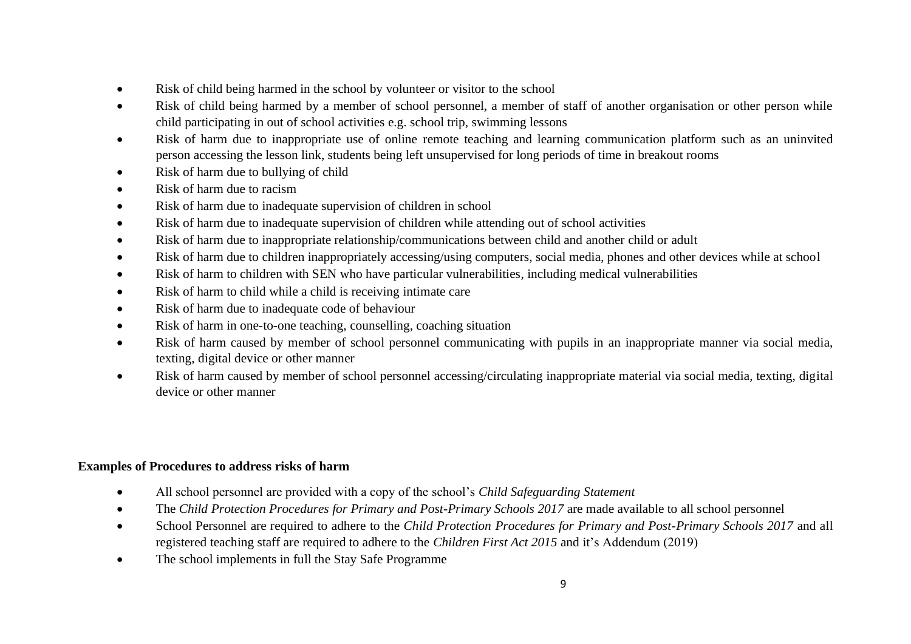- Risk of child being harmed in the school by volunteer or visitor to the school
- Risk of child being harmed by a member of school personnel, a member of staff of another organisation or other person while child participating in out of school activities e.g. school trip, swimming lessons
- Risk of harm due to inappropriate use of online remote teaching and learning communication platform such as an uninvited person accessing the lesson link, students being left unsupervised for long periods of time in breakout rooms
- Risk of harm due to bullying of child
- Risk of harm due to racism
- Risk of harm due to inadequate supervision of children in school
- Risk of harm due to inadequate supervision of children while attending out of school activities
- Risk of harm due to inappropriate relationship/communications between child and another child or adult
- Risk of harm due to children inappropriately accessing/using computers, social media, phones and other devices while at school
- Risk of harm to children with SEN who have particular vulnerabilities, including medical vulnerabilities
- Risk of harm to child while a child is receiving intimate care
- Risk of harm due to inadequate code of behaviour
- Risk of harm in one-to-one teaching, counselling, coaching situation
- Risk of harm caused by member of school personnel communicating with pupils in an inappropriate manner via social media, texting, digital device or other manner
- Risk of harm caused by member of school personnel accessing/circulating inappropriate material via social media, texting, digital device or other manner

**Examples of Procedures to address risks of harm**

- All school personnel are provided with a copy of the school's *Child Safeguarding Statement*
- The *Child Protection Procedures for Primary and Post-Primary Schools 2017* are made available to all school personnel
- School Personnel are required to adhere to the *Child Protection Procedures for Primary and Post-Primary Schools 2017* and all registered teaching staff are required to adhere to the *Children First Act 2015* and it's Addendum (2019)
- The school implements in full the Stay Safe Programme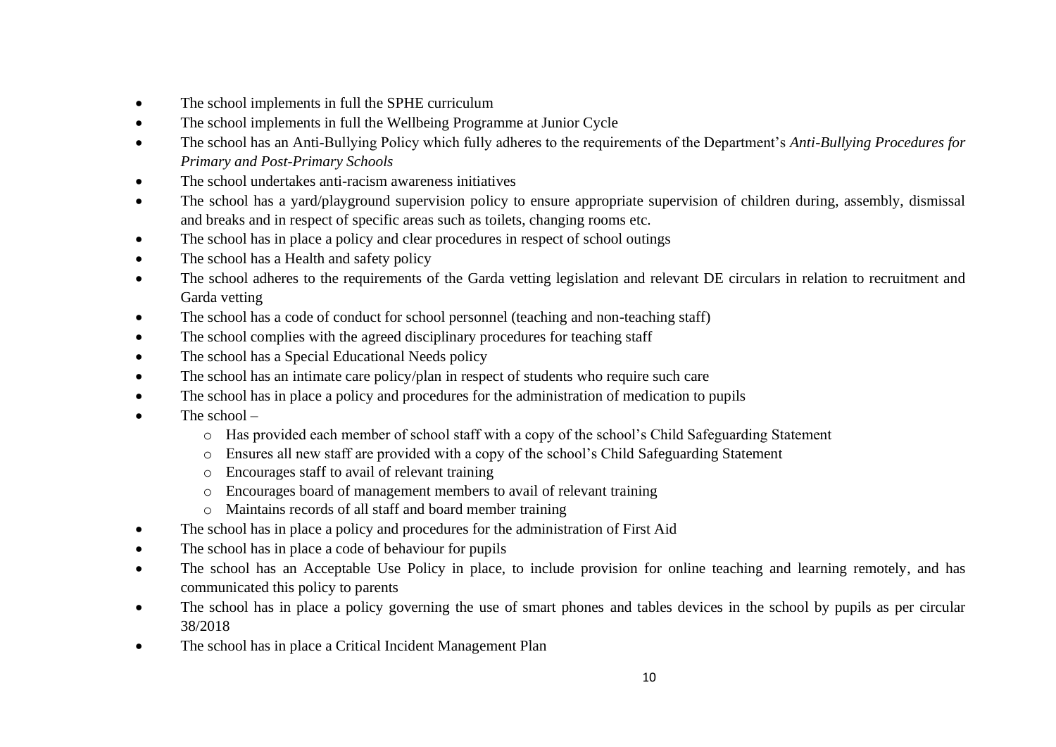- The school implements in full the SPHE curriculum
- The school implements in full the Wellbeing Programme at Junior Cycle
- The school has an Anti-Bullying Policy which fully adheres to the requirements of the Department's *Anti-Bullying Procedures for Primary and Post-Primary Schools*
- The school undertakes anti-racism awareness initiatives
- The school has a yard/playground supervision policy to ensure appropriate supervision of children during, assembly, dismissal and breaks and in respect of specific areas such as toilets, changing rooms etc.
- The school has in place a policy and clear procedures in respect of school outings
- The school has a Health and safety policy
- The school adheres to the requirements of the Garda vetting legislation and relevant DE circulars in relation to recruitment and Garda vetting
- The school has a code of conduct for school personnel (teaching and non-teaching staff)
- The school complies with the agreed disciplinary procedures for teaching staff
- The school has a Special Educational Needs policy
- The school has an intimate care policy/plan in respect of students who require such care
- The school has in place a policy and procedures for the administration of medication to pupils
- The school –
    - Has provided each member of school staff with a copy of the school's Child Safeguarding Statement
    - Ensures all new staff are provided with a copy of the school's Child Safeguarding Statement
    - Encourages staff to avail of relevant training
    - Encourages board of management members to avail of relevant training
    - Maintains records of all staff and board member training
- The school has in place a policy and procedures for the administration of First Aid
- The school has in place a code of behaviour for pupils
- The school has an Acceptable Use Policy in place, to include provision for online teaching and learning remotely, and has communicated this policy to parents
- The school has in place a policy governing the use of smart phones and tables devices in the school by pupils as per circular 38/2018
- The school has in place a Critical Incident Management Plan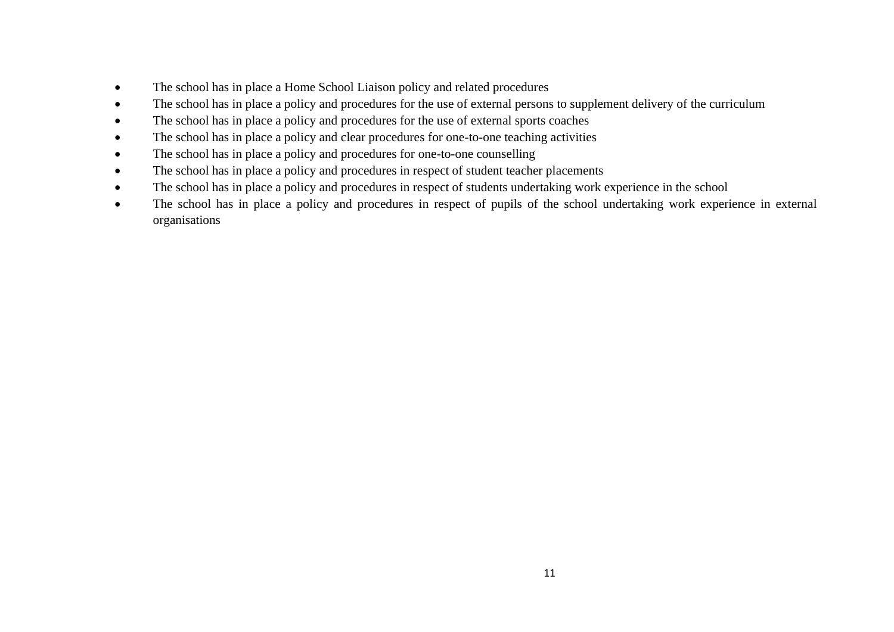- The school has in place a Home School Liaison policy and related procedures
- The school has in place a policy and procedures for the use of external persons to supplement delivery of the curriculum
- The school has in place a policy and procedures for the use of external sports coaches
- The school has in place a policy and clear procedures for one-to-one teaching activities
- The school has in place a policy and procedures for one-to-one counselling
- The school has in place a policy and procedures in respect of student teacher placements
- The school has in place a policy and procedures in respect of students undertaking work experience in the school
- The school has in place a policy and procedures in respect of pupils of the school undertaking work experience in external organisations